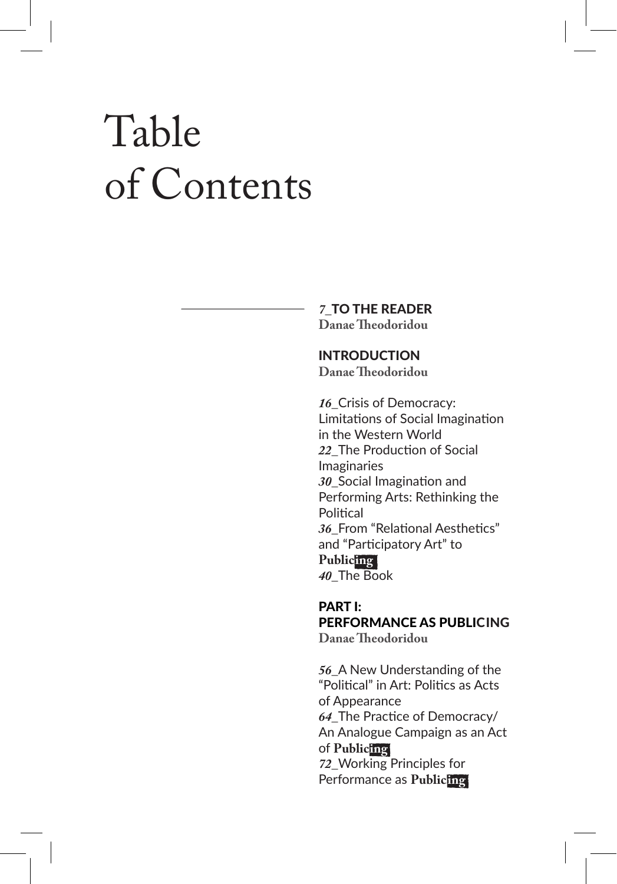# Table of Contents

*7*_**TO THE READER**
**Danae Theodoridou**

**INTRODUCTION**
**Danae Theodoridou**

*16*_Crisis of Democracy: Limitations of Social Imagination in the Western World
*22*_The Production of Social Imaginaries
*30*_Social Imagination and Performing Arts: Rethinking the Political
*36*_From "Relational Aesthetics" and "Participatory Art" to **Publicing**
*40*_The Book

**PART I:**
**PERFORMANCE AS PUBLICING**
**Danae Theodoridou**

*56*_A New Understanding of the "Political" in Art: Politics as Acts of Appearance
*64*_The Practice of Democracy/ An Analogue Campaign as an Act of **Publicing**
*72*_Working Principles for Performance as **Publicing**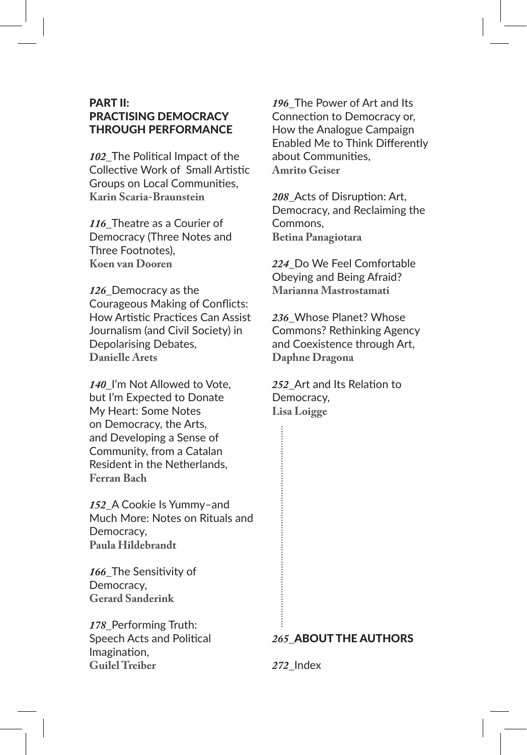## PART II: PRACTISING DEMOCRACY THROUGH PERFORMANCE

***102***_The Political Impact of the Collective Work of Small Artistic Groups on Local Communities,
**Karin Scaria-Braunstein**

***116***_Theatre as a Courier of Democracy (Three Notes and Three Footnotes),
**Koen van Dooren**

***126***_Democracy as the Courageous Making of Conflicts: How Artistic Practices Can Assist Journalism (and Civil Society) in Depolarising Debates,
**Danielle Arets**

***140***_I'm Not Allowed to Vote, but I'm Expected to Donate My Heart: Some Notes on Democracy, the Arts, and Developing a Sense of Community, from a Catalan Resident in the Netherlands,
**Ferran Bach**

***152***_A Cookie Is Yummy–and Much More: Notes on Rituals and Democracy,
**Paula Hildebrandt**

***166***_The Sensitivity of Democracy,
**Gerard Sanderink**

***178***_Performing Truth: Speech Acts and Political Imagination,
**Guilel Treiber**

***196***_The Power of Art and Its Connection to Democracy or, How the Analogue Campaign Enabled Me to Think Differently about Communities,
**Amrito Geiser**

***208***_Acts of Disruption: Art, Democracy, and Reclaiming the Commons,
**Betina Panagiotara**

***224***_Do We Feel Comfortable Obeying and Being Afraid?
**Marianna Mastrostamati**

***236***_Whose Planet? Whose Commons? Rethinking Agency and Coexistence through Art,
**Daphne Dragona**

***252***_Art and Its Relation to Democracy,
**Lisa Loigge**

***265***_**ABOUT THE AUTHORS**

***272***_Index